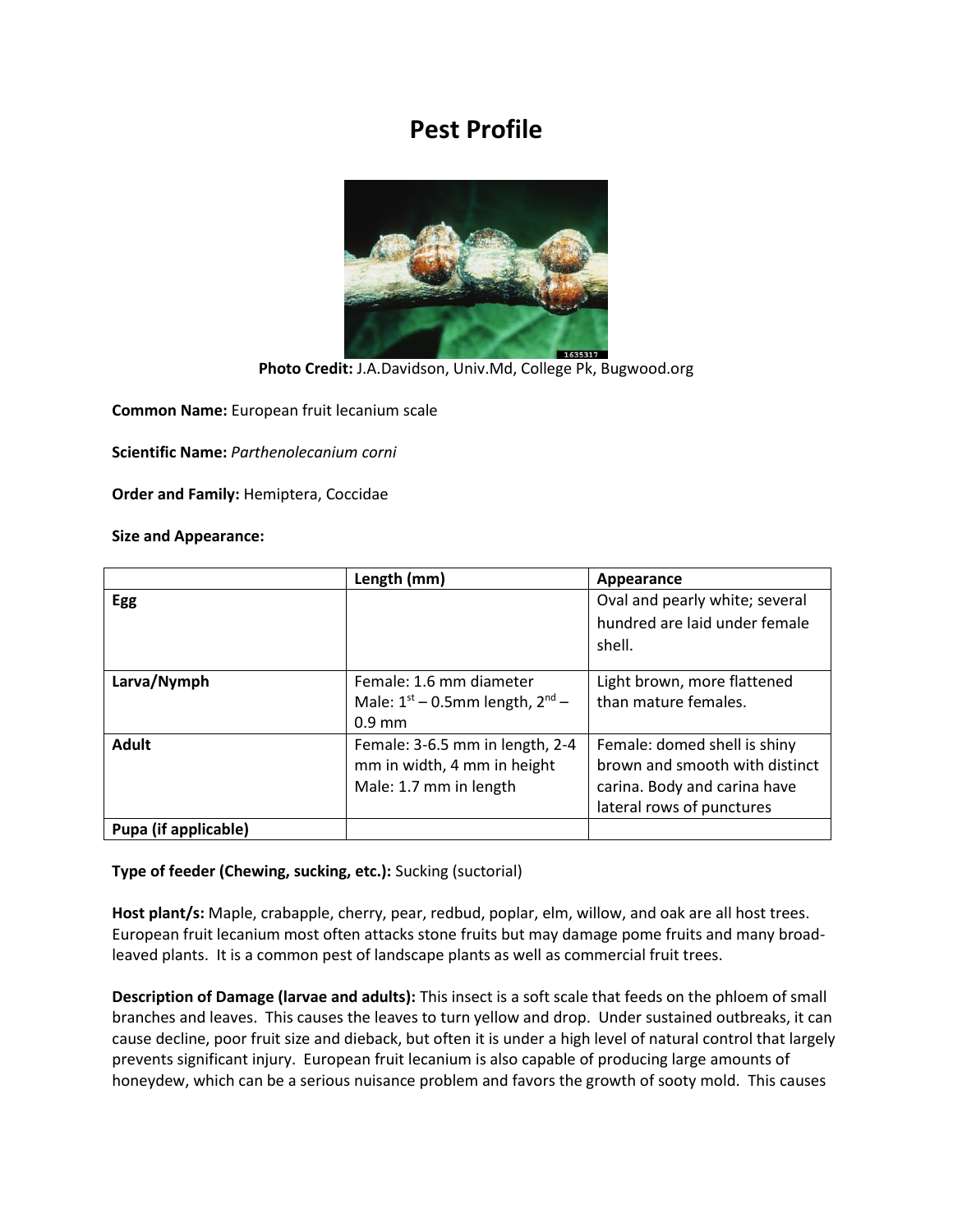# Pest Profile

**Photo Credit:** J.A.Davidson, Univ.Md, College Pk, Bugwood.org

**Common Name:** European fruit lecanium scale

**Scientific Name:** *Parthenolecanium corni*

**Order and Family:** Hemiptera, Coccidae

**Size and Appearance:**

| | Length (mm) | Appearance |
|---|---|---|
| **Egg** | | Oval and pearly white; several hundred are laid under female shell. |
| **Larva/Nymph** | Female: 1.6 mm diameter<br>Male: 1st – 0.5mm length, 2nd – 0.9 mm | Light brown, more flattened than mature females. |
| **Adult** | Female: 3-6.5 mm in length, 2-4 mm in width, 4 mm in height<br>Male: 1.7 mm in length | Female: domed shell is shiny brown and smooth with distinct carina. Body and carina have lateral rows of punctures |
| **Pupa (if applicable)** | | |

**Type of feeder (Chewing, sucking, etc.):** Sucking (suctorial)

**Host plant/s:** Maple, crabapple, cherry, pear, redbud, poplar, elm, willow, and oak are all host trees. European fruit lecanium most often attacks stone fruits but may damage pome fruits and many broad-leaved plants. It is a common pest of landscape plants as well as commercial fruit trees.

**Description of Damage (larvae and adults):** This insect is a soft scale that feeds on the phloem of small branches and leaves. This causes the leaves to turn yellow and drop. Under sustained outbreaks, it can cause decline, poor fruit size and dieback, but often it is under a high level of natural control that largely prevents significant injury. European fruit lecanium is also capable of producing large amounts of honeydew, which can be a serious nuisance problem and favors the growth of sooty mold. This causes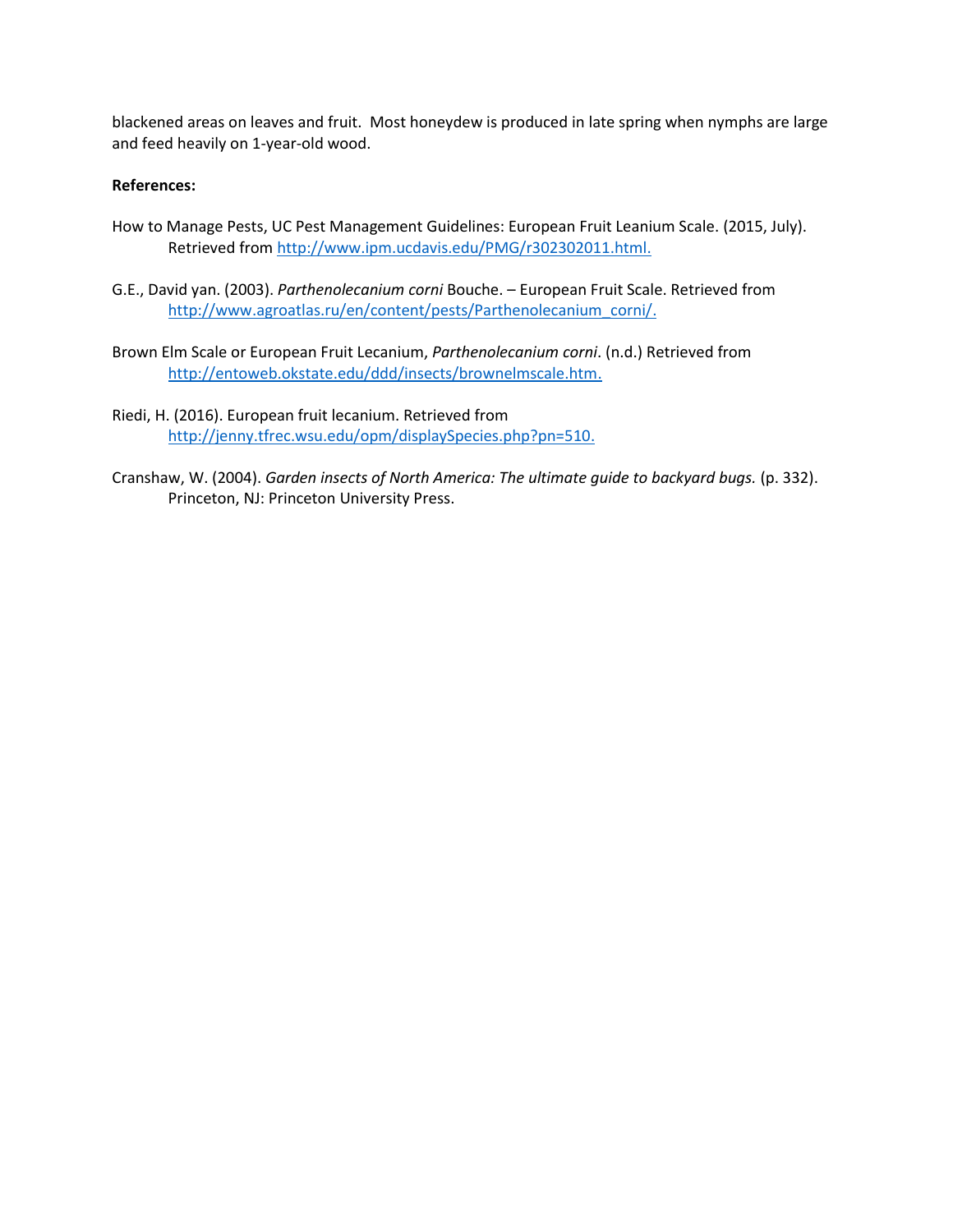blackened areas on leaves and fruit. Most honeydew is produced in late spring when nymphs are large and feed heavily on 1-year-old wood.

**References:**

How to Manage Pests, UC Pest Management Guidelines: European Fruit Leanium Scale. (2015, July). Retrieved from http://www.ipm.ucdavis.edu/PMG/r302302011.html.

G.E., David yan. (2003). *Parthenolecanium corni* Bouche. – European Fruit Scale. Retrieved from http://www.agroatlas.ru/en/content/pests/Parthenolecanium_corni/.

Brown Elm Scale or European Fruit Lecanium, *Parthenolecanium corni*. (n.d.) Retrieved from http://entoweb.okstate.edu/ddd/insects/brownelmscale.htm.

Riedi, H. (2016). European fruit lecanium. Retrieved from http://jenny.tfrec.wsu.edu/opm/displaySpecies.php?pn=510.

Cranshaw, W. (2004). *Garden insects of North America: The ultimate guide to backyard bugs.* (p. 332). Princeton, NJ: Princeton University Press.